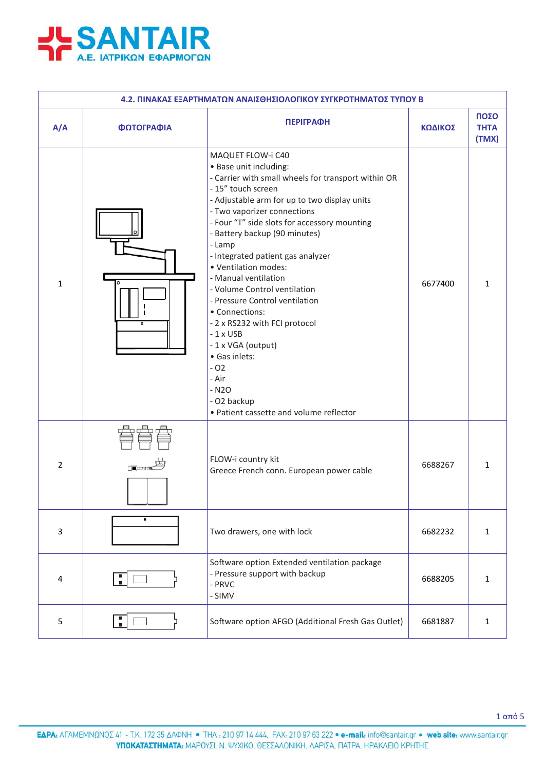**SANTAIR**
**Α.Ε. ΙΑΤΡΙΚΩΝ ΕΦΑΡΜΟΓΩΝ**

## 4.2. ΠΙΝΑΚΑΣ ΕΞΑΡΤΗΜΑΤΩΝ ΑΝΑΙΣΘΗΣΙΟΛΟΓΙΚΟΥ ΣΥΓΚΡΟΤΗΜΑΤΟΣ ΤΥΠΟΥ Β

| Α/Α | ΦΩΤΟΓΡΑΦΙΑ | ΠΕΡΙΓΡΑΦΗ | ΚΩΔΙΚΟΣ | ΠΟΣΟΤΗΤΑ (ΤΜΧ) |
|---|---|---|---|---|
| 1 | | MAQUET FLOW-i C40<br>• Base unit including:<br>- Carrier with small wheels for transport within OR<br>- 15” touch screen<br>- Adjustable arm for up to two display units<br>- Two vaporizer connections<br>- Four “T” side slots for accessory mounting<br>- Battery backup (90 minutes)<br>- Lamp<br>- Integrated patient gas analyzer<br>• Ventilation modes:<br>- Manual ventilation<br>- Volume Control ventilation<br>- Pressure Control ventilation<br>• Connections:<br>- 2 x RS232 with FCI protocol<br>- 1 x USB<br>- 1 x VGA (output)<br>• Gas inlets:<br>- O2<br>- Air<br>- N2O<br>- O2 backup<br>• Patient cassette and volume reflector | 6677400 | 1 |
| 2 | | FLOW-i country kit<br>Greece French conn. European power cable | 6688267 | 1 |
| 3 | | Two drawers, one with lock | 6682232 | 1 |
| 4 | | Software option Extended ventilation package<br>- Pressure support with backup<br>- PRVC<br>- SIMV | 6688205 | 1 |
| 5 | | Software option AFGO (Additional Fresh Gas Outlet) | 6681887 | 1 |

**ΕΔΡΑ:** ΑΓΑΜΕΜΝΟΝΟΣ 41 - Τ.Κ. 172 35 ΔΑΦΝΗ • ΤΗΛ.: 210 97 14 444, FAX: 210 97 63 222 • **e-mail:** info@santair.gr • **web site:** www.santair.gr
**ΥΠΟΚΑΤΑΣΤΗΜΑΤΑ:** ΜΑΡΟΥΣΙ, Ν. ΨΥΧΙΚΟ, ΘΕΣΣΑΛΟΝΙΚΗ, ΛΑΡΙΣΑ, ΠΑΤΡΑ, ΗΡΑΚΛΕΙΟ ΚΡΗΤΗΣ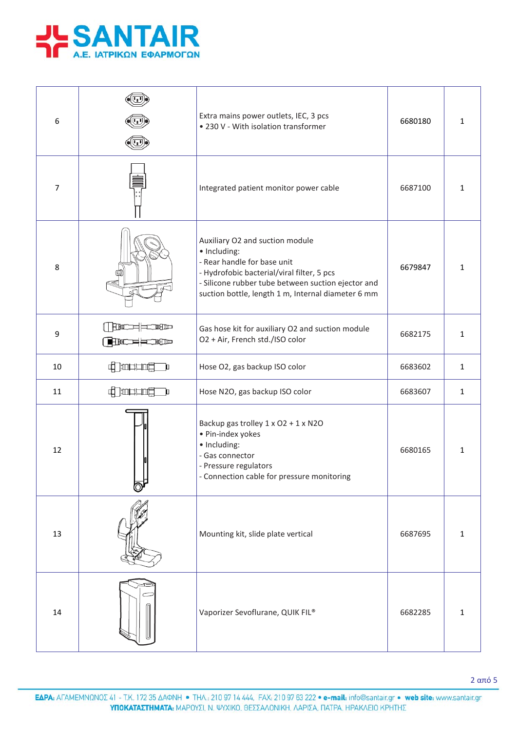| 6 | | Extra mains power outlets, IEC, 3 pcs<br>• 230 V - With isolation transformer | 6680180 | 1 |
|---|---|---|---|---|
| 7 | | Integrated patient monitor power cable | 6687100 | 1 |
| 8 | | Auxiliary O2 and suction module<br>• Including:<br>- Rear handle for base unit<br>- Hydrofobic bacterial/viral filter, 5 pcs<br>- Silicone rubber tube between suction ejector and suction bottle, length 1 m, Internal diameter 6 mm | 6679847 | 1 |
| 9 | | Gas hose kit for auxiliary O2 and suction module<br>O2 + Air, French std./ISO color | 6682175 | 1 |
| 10 | | Hose O2, gas backup ISO color | 6683602 | 1 |
| 11 | | Hose N2O, gas backup ISO color | 6683607 | 1 |
| 12 | | Backup gas trolley 1 x O2 + 1 x N2O<br>• Pin-index yokes<br>• Including:<br>- Gas connector<br>- Pressure regulators<br>- Connection cable for pressure monitoring | 6680165 | 1 |
| 13 | | Mounting kit, slide plate vertical | 6687695 | 1 |
| 14 | | Vaporizer Sevoflurane, QUIK FIL® | 6682285 | 1 |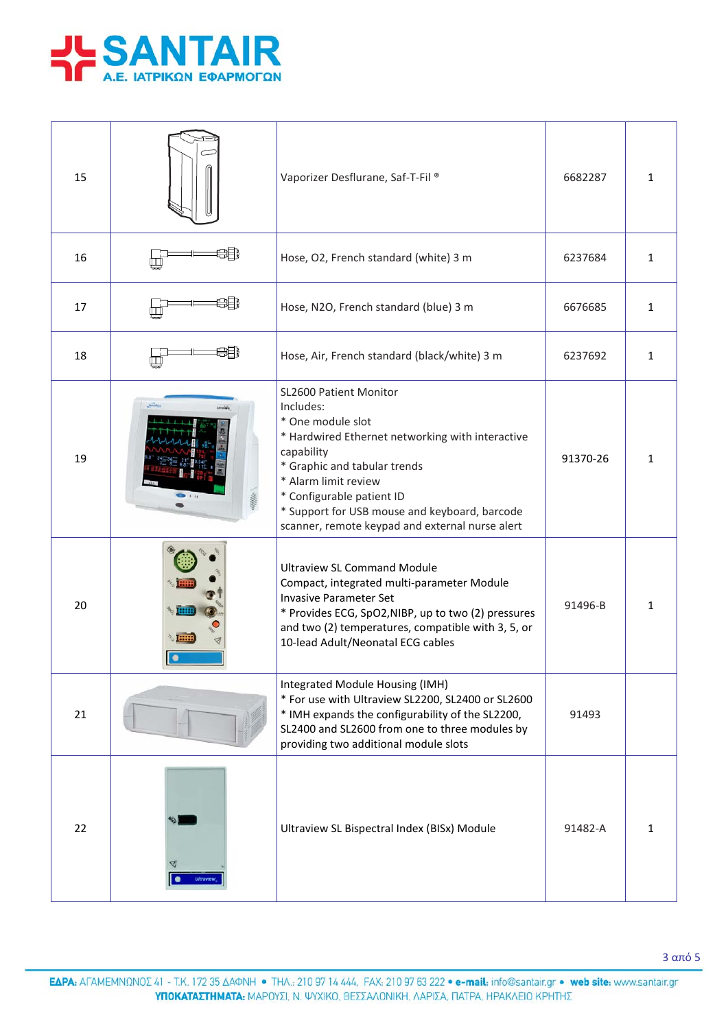| | | | | |
|---|---|---|---|---|
| 15 | | Vaporizer Desflurane, Saf-T-Fil ® | 6682287 | 1 |
| 16 | | Hose, O2, French standard (white) 3 m | 6237684 | 1 |
| 17 | | Hose, N2O, French standard (blue) 3 m | 6676685 | 1 |
| 18 | | Hose, Air, French standard (black/white) 3 m | 6237692 | 1 |
| 19 | | SL2600 Patient Monitor<br>Includes:<br>* One module slot<br>* Hardwired Ethernet networking with interactive capability<br>* Graphic and tabular trends<br>* Alarm limit review<br>* Configurable patient ID<br>* Support for USB mouse and keyboard, barcode scanner, remote keypad and external nurse alert | 91370-26 | 1 |
| 20 | | Ultraview SL Command Module<br>Compact, integrated multi-parameter Module<br>Invasive Parameter Set<br>* Provides ECG, SpO2,NIBP, up to two (2) pressures and two (2) temperatures, compatible with 3, 5, or 10-lead Adult/Neonatal ECG cables | 91496-B | 1 |
| 21 | | Integrated Module Housing (IMH)<br>* For use with Ultraview SL2200, SL2400 or SL2600<br>* IMH expands the configurability of the SL2200, SL2400 and SL2600 from one to three modules by providing two additional module slots | 91493 | |
| 22 | | Ultraview SL Bispectral Index (BISx) Module | 91482-A | 1 |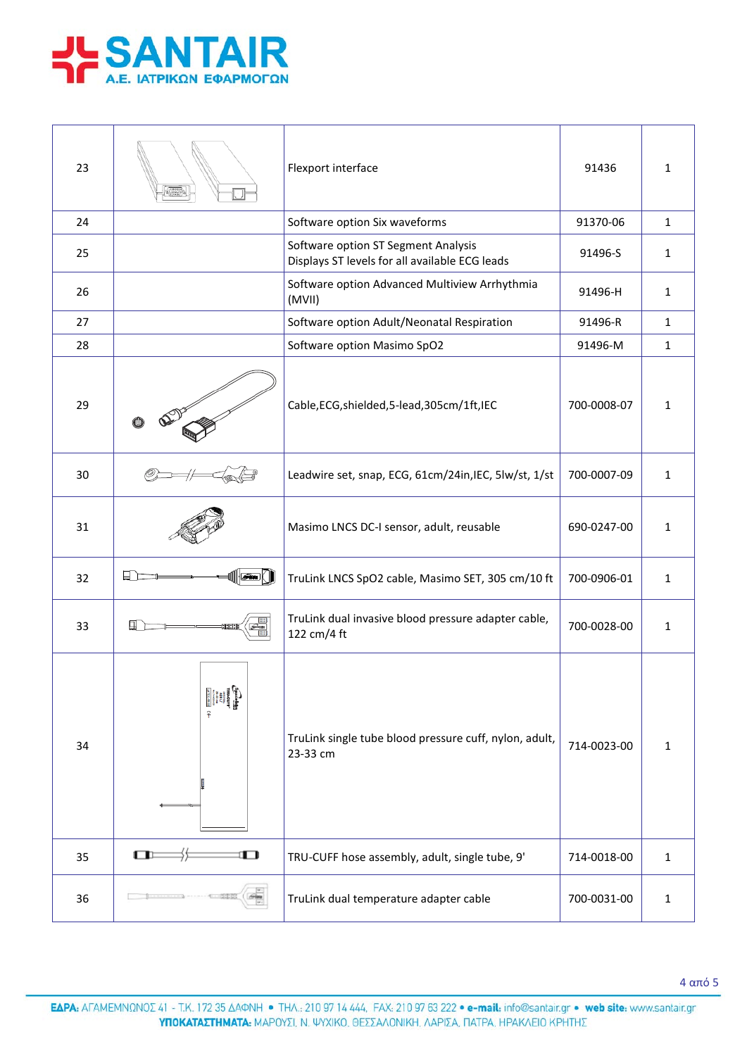| 23 | | Flexport interface | 91436 | 1 |
|---|---|---|---|---|
| 24 | | Software option Six waveforms | 91370-06 | 1 |
| 25 | | Software option ST Segment Analysis<br>Displays ST levels for all available ECG leads | 91496-S | 1 |
| 26 | | Software option Advanced Multiview Arrhythmia (MVII) | 91496-H | 1 |
| 27 | | Software option Adult/Neonatal Respiration | 91496-R | 1 |
| 28 | | Software option Masimo SpO2 | 91496-M | 1 |
| 29 | | Cable,ECG,shielded,5-lead,305cm/1ft,IEC | 700-0008-07 | 1 |
| 30 | | Leadwire set, snap, ECG, 61cm/24in,IEC, 5lw/st, 1/st | 700-0007-09 | 1 |
| 31 | | Masimo LNCS DC-I sensor, adult, reusable | 690-0247-00 | 1 |
| 32 | | TruLink LNCS SpO2 cable, Masimo SET, 305 cm/10 ft | 700-0906-01 | 1 |
| 33 | | TruLink dual invasive blood pressure adapter cable, 122 cm/4 ft | 700-0028-00 | 1 |
| 34 | | TruLink single tube blood pressure cuff, nylon, adult, 23-33 cm | 714-0023-00 | 1 |
| 35 | | TRU-CUFF hose assembly, adult, single tube, 9' | 714-0018-00 | 1 |
| 36 | | TruLink dual temperature adapter cable | 700-0031-00 | 1 |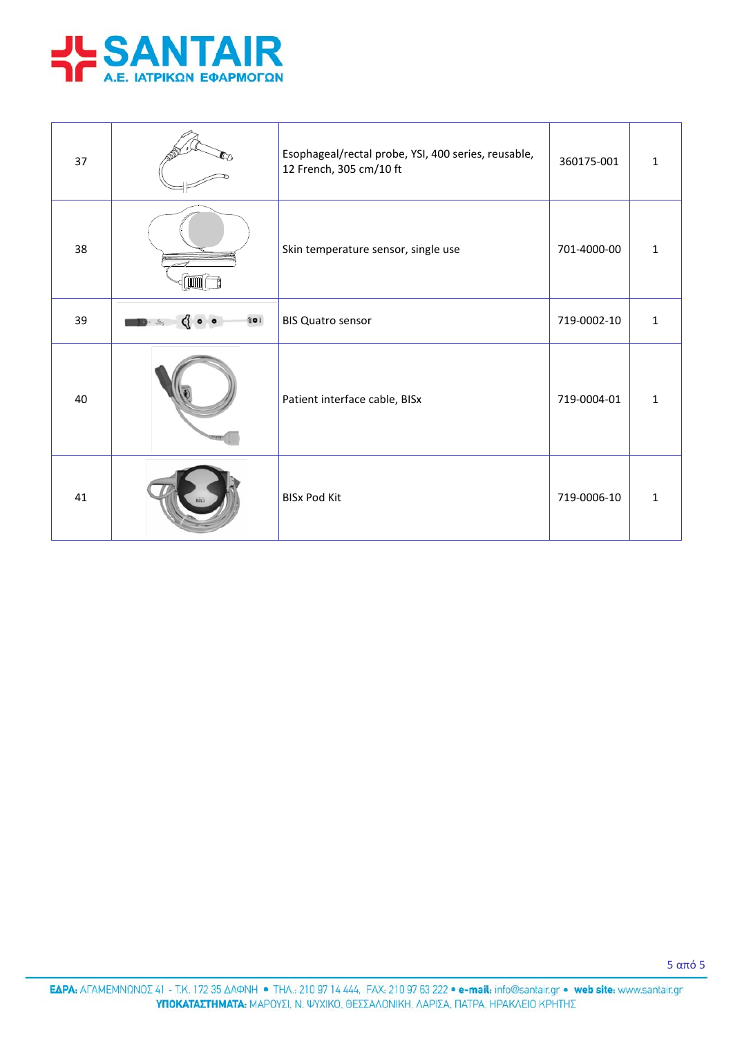| | | | | |
|---|---|---|---|---|
| 37 | | Esophageal/rectal probe, YSI, 400 series, reusable, 12 French, 305 cm/10 ft | 360175-001 | 1 |
| 38 | | Skin temperature sensor, single use | 701-4000-00 | 1 |
| 39 | | BIS Quatro sensor | 719-0002-10 | 1 |
| 40 | | Patient interface cable, BISx | 719-0004-01 | 1 |
| 41 | | BISx Pod Kit | 719-0006-10 | 1 |